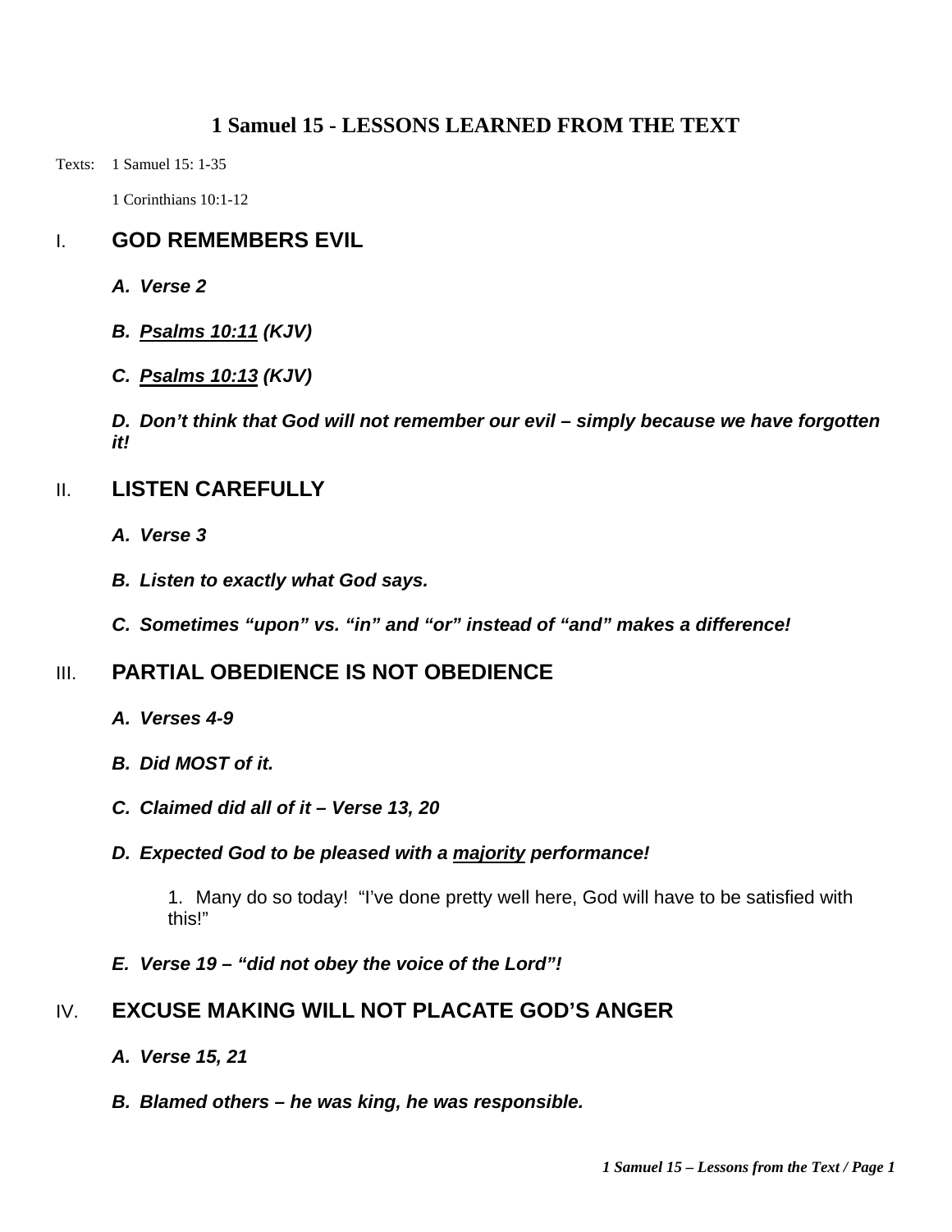# 1 Samuel 15 - LESSONS LEARNED FROM THE TEXT

Texts: 1 Samuel 15: 1-35

1 Corinthians 10:1-12

## I. GOD REMEMBERS EVIL

***A. Verse 2***

***B. <u>Psalms 10:11</u> (KJV)***

***C. <u>Psalms 10:13</u> (KJV)***

***D. Don't think that God will not remember our evil – simply because we have forgotten it!***

## II. LISTEN CAREFULLY

***A. Verse 3***

***B. Listen to exactly what God says.***

***C. Sometimes "upon" vs. "in" and "or" instead of "and" makes a difference!***

## III. PARTIAL OBEDIENCE IS NOT OBEDIENCE

***A. Verses 4-9***

***B. Did MOST of it.***

***C. Claimed did all of it – Verse 13, 20***

***D. Expected God to be pleased with a <u>majority</u> performance!***

1. Many do so today! "I've done pretty well here, God will have to be satisfied with this!"

***E. Verse 19 – "did not obey the voice of the Lord"!***

## IV. EXCUSE MAKING WILL NOT PLACATE GOD'S ANGER

***A. Verse 15, 21***

***B. Blamed others – he was king, he was responsible.***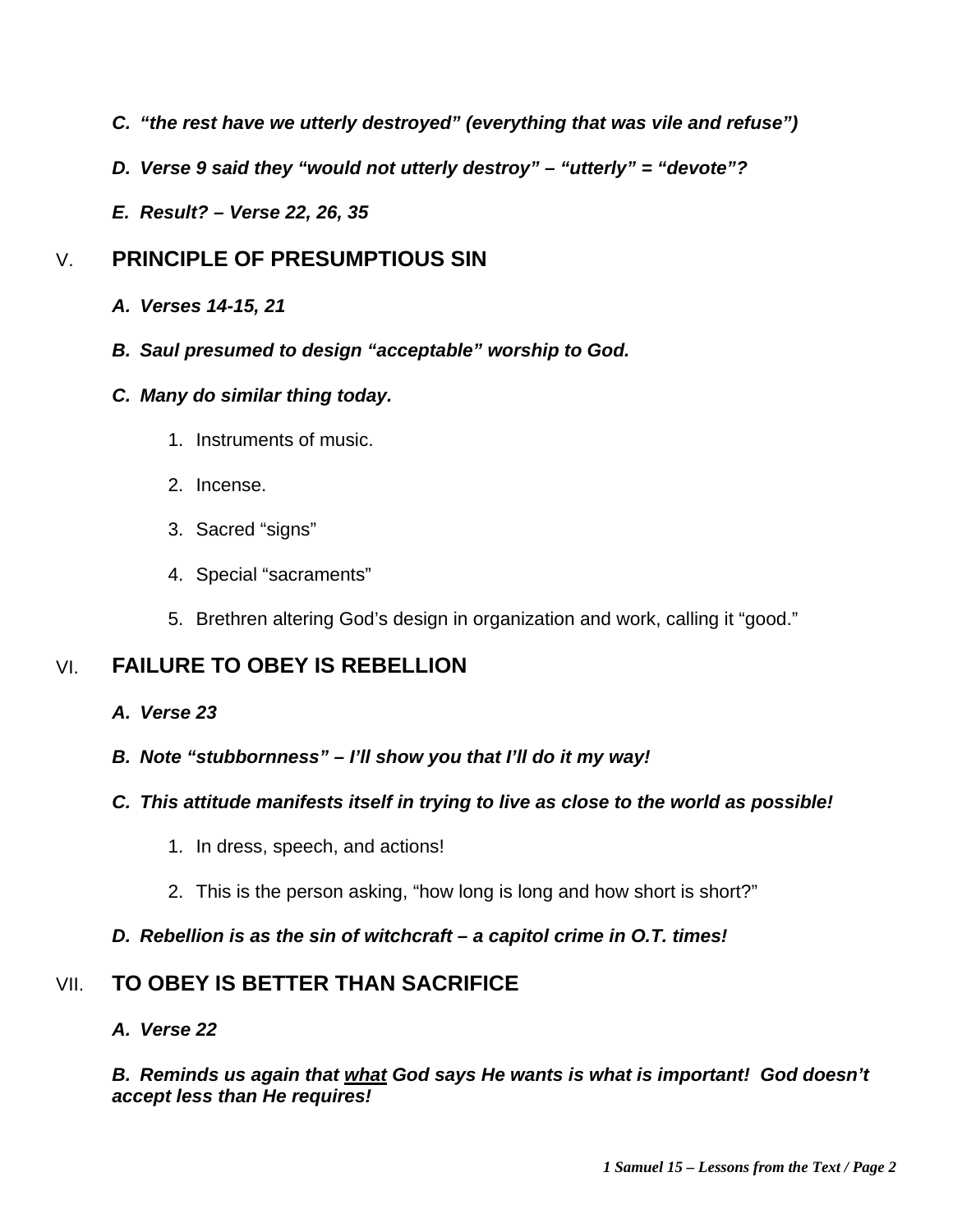*C. "the rest have we utterly destroyed" (everything that was vile and refuse")*

*D. Verse 9 said they "would not utterly destroy" – "utterly" = "devote"?*

*E. Result? – Verse 22, 26, 35*

## V. PRINCIPLE OF PRESUMPTIOUS SIN

*A. Verses 14-15, 21*

*B. Saul presumed to design "acceptable" worship to God.*

*C. Many do similar thing today.*

1. Instruments of music.
2. Incense.
3. Sacred "signs"
4. Special "sacraments"
5. Brethren altering God's design in organization and work, calling it "good."

## VI. FAILURE TO OBEY IS REBELLION

*A. Verse 23*

*B. Note "stubbornness" – I'll show you that I'll do it my way!*

*C. This attitude manifests itself in trying to live as close to the world as possible!*

1. In dress, speech, and actions!
2. This is the person asking, "how long is long and how short is short?"

*D. Rebellion is as the sin of witchcraft – a capitol crime in O.T. times!*

## VII. TO OBEY IS BETTER THAN SACRIFICE

*A. Verse 22*

***B. Reminds us again that <u>what</u> God says He wants is what is important! God doesn't accept less than He requires!***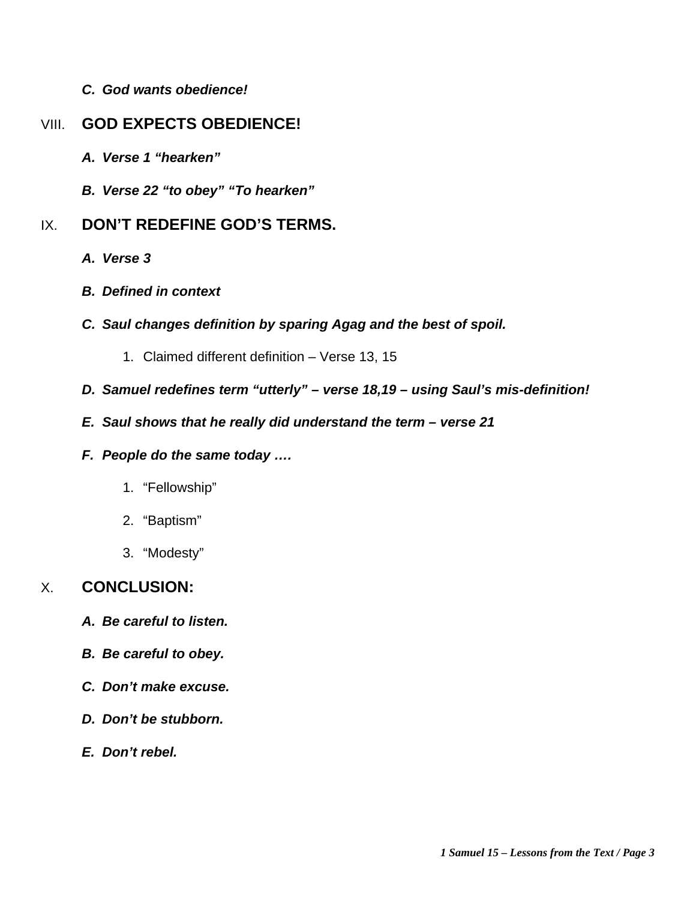*C.  God wants obedience!*

## VIII. GOD EXPECTS OBEDIENCE!

*A.  Verse 1 "hearken"*

*B.  Verse 22 "to obey" "To hearken"*

## IX. DON'T REDEFINE GOD'S TERMS.

*A.  Verse 3*

*B.  Defined in context*

*C.  Saul changes definition by sparing Agag and the best of spoil.*

1. Claimed different definition – Verse 13, 15

*D.  Samuel redefines term "utterly" – verse 18,19 – using Saul's mis-definition!*

*E.  Saul shows that he really did understand the term – verse 21*

*F.  People do the same today ….*

1. "Fellowship"
2. "Baptism"
3. "Modesty"

## X. CONCLUSION:

*A.  Be careful to listen.*

*B.  Be careful to obey.*

*C.  Don't make excuse.*

*D.  Don't be stubborn.*

*E.  Don't rebel.*